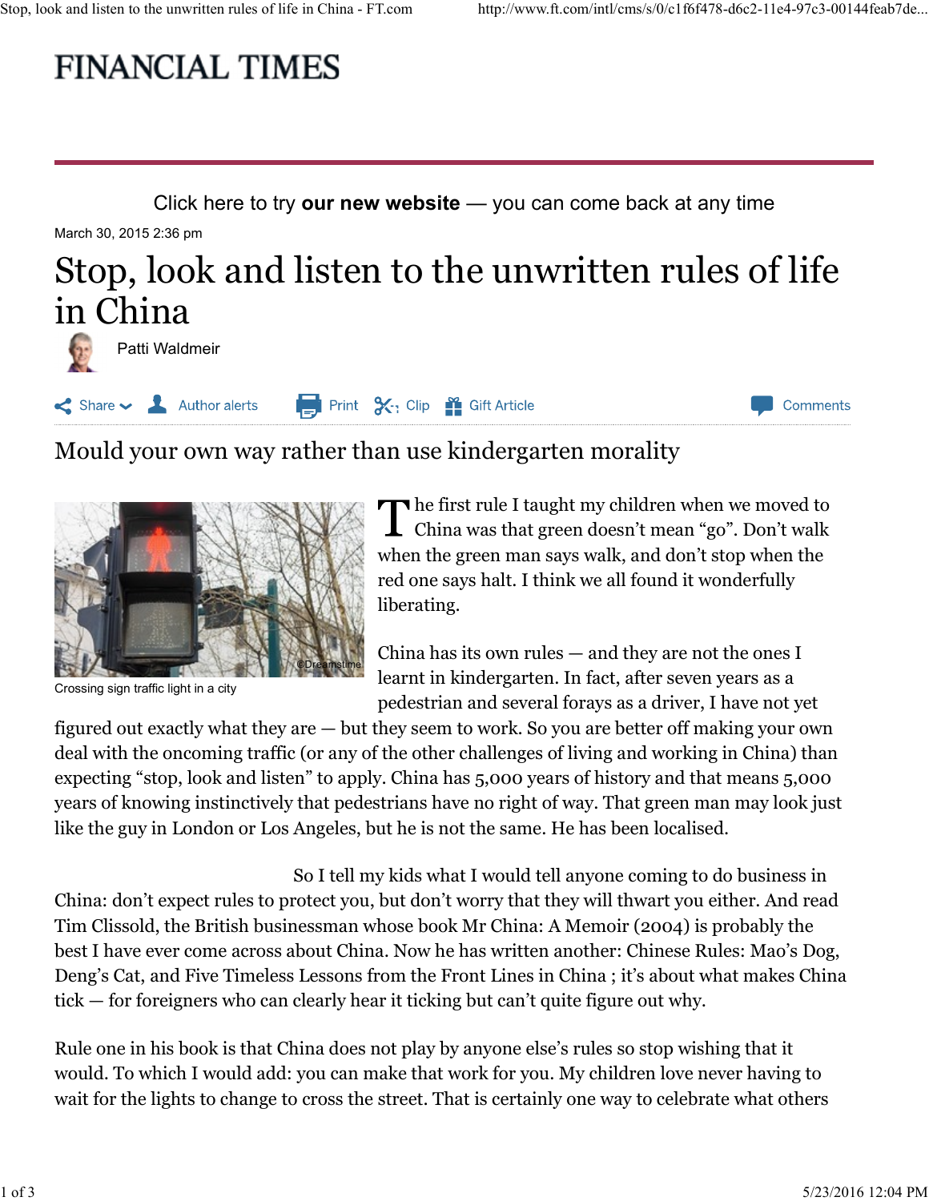# FINANCIAL TIMES

Click here to try **our new website** — you can come back at any time

March 30, 2015 2:36 pm

# Stop, look and listen to the unwritten rules of life in China

Patti Waldmeir

## Mould your own way rather than use kindergarten morality

Crossing sign traffic light in a city

The first rule I taught my children when we moved to China was that green doesn't mean "go". Don't walk when the green man says walk, and don't stop when the red one says halt. I think we all found it wonderfully liberating.

China has its own rules — and they are not the ones I learnt in kindergarten. In fact, after seven years as a pedestrian and several forays as a driver, I have not yet figured out exactly what they are — but they seem to work. So you are better off making your own deal with the oncoming traffic (or any of the other challenges of living and working in China) than expecting "stop, look and listen" to apply. China has 5,000 years of history and that means 5,000 years of knowing instinctively that pedestrians have no right of way. That green man may look just like the guy in London or Los Angeles, but he is not the same. He has been localised.

So I tell my kids what I would tell anyone coming to do business in China: don't expect rules to protect you, but don't worry that they will thwart you either. And read Tim Clissold, the British businessman whose book Mr China: A Memoir (2004) is probably the best I have ever come across about China. Now he has written another: Chinese Rules: Mao's Dog, Deng's Cat, and Five Timeless Lessons from the Front Lines in China ; it's about what makes China tick — for foreigners who can clearly hear it ticking but can't quite figure out why.

Rule one in his book is that China does not play by anyone else's rules so stop wishing that it would. To which I would add: you can make that work for you. My children love never having to wait for the lights to change to cross the street. That is certainly one way to celebrate what others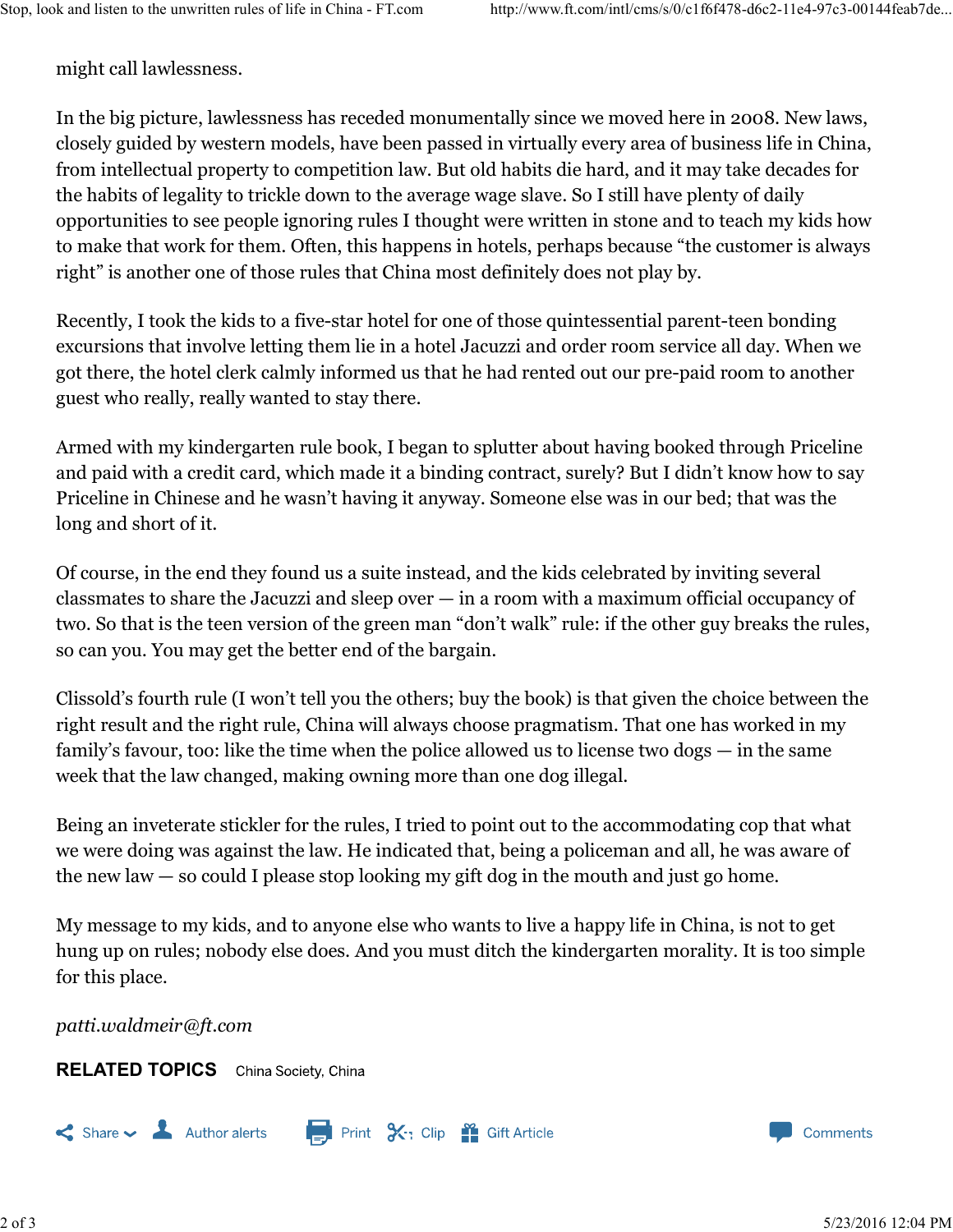might call lawlessness.

In the big picture, lawlessness has receded monumentally since we moved here in 2008. New laws, closely guided by western models, have been passed in virtually every area of business life in China, from intellectual property to competition law. But old habits die hard, and it may take decades for the habits of legality to trickle down to the average wage slave. So I still have plenty of daily opportunities to see people ignoring rules I thought were written in stone and to teach my kids how to make that work for them. Often, this happens in hotels, perhaps because "the customer is always right" is another one of those rules that China most definitely does not play by.

Recently, I took the kids to a five-star hotel for one of those quintessential parent-teen bonding excursions that involve letting them lie in a hotel Jacuzzi and order room service all day. When we got there, the hotel clerk calmly informed us that he had rented out our pre-paid room to another guest who really, really wanted to stay there.

Armed with my kindergarten rule book, I began to splutter about having booked through Priceline and paid with a credit card, which made it a binding contract, surely? But I didn't know how to say Priceline in Chinese and he wasn't having it anyway. Someone else was in our bed; that was the long and short of it.

Of course, in the end they found us a suite instead, and the kids celebrated by inviting several classmates to share the Jacuzzi and sleep over — in a room with a maximum official occupancy of two. So that is the teen version of the green man "don't walk" rule: if the other guy breaks the rules, so can you. You may get the better end of the bargain.

Clissold's fourth rule (I won't tell you the others; buy the book) is that given the choice between the right result and the right rule, China will always choose pragmatism. That one has worked in my family's favour, too: like the time when the police allowed us to license two dogs — in the same week that the law changed, making owning more than one dog illegal.

Being an inveterate stickler for the rules, I tried to point out to the accommodating cop that what we were doing was against the law. He indicated that, being a policeman and all, he was aware of the new law — so could I please stop looking my gift dog in the mouth and just go home.

My message to my kids, and to anyone else who wants to live a happy life in China, is not to get hung up on rules; nobody else does. And you must ditch the kindergarten morality. It is too simple for this place.

*patti.waldmeir@ft.com*

**RELATED TOPICS** China Society, China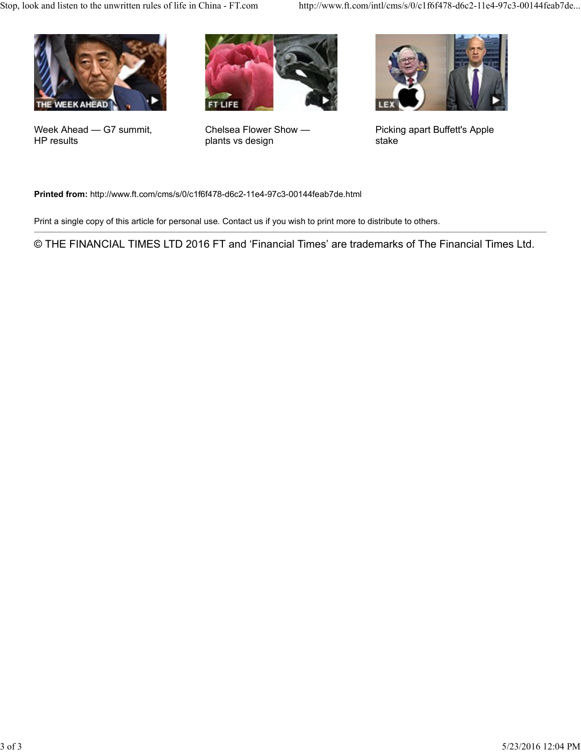Week Ahead — G7 summit, HP results

Chelsea Flower Show — plants vs design

Picking apart Buffett's Apple stake

**Printed from:** http://www.ft.com/cms/s/0/c1f6f478-d6c2-11e4-97c3-00144feab7de.html

Print a single copy of this article for personal use. Contact us if you wish to print more to distribute to others.

© THE FINANCIAL TIMES LTD 2016 FT and 'Financial Times' are trademarks of The Financial Times Ltd.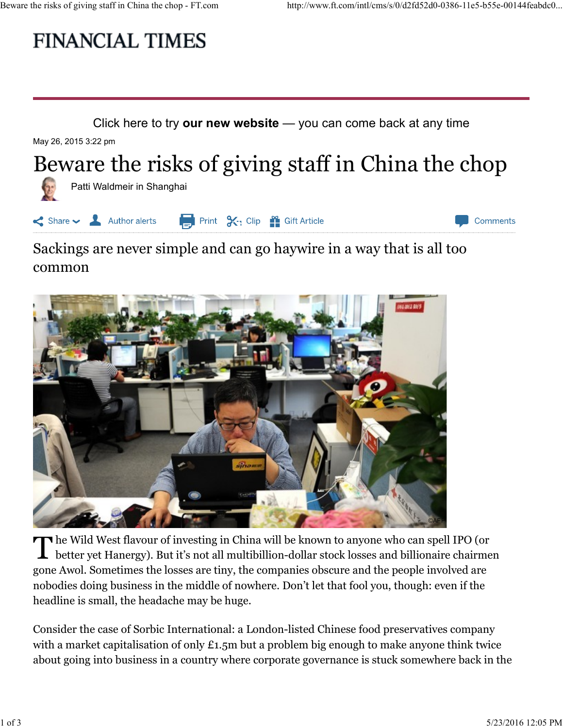# FINANCIAL TIMES

Click here to try **our new website** — you can come back at any time

May 26, 2015 3:22 pm

# Beware the risks of giving staff in China the chop

Patti Waldmeir in Shanghai

## Sackings are never simple and can go haywire in a way that is all too common

©AFP

The Wild West flavour of investing in China will be known to anyone who can spell IPO (or better yet Hanergy). But it's not all multibillion-dollar stock losses and billionaire chairmen gone Awol. Sometimes the losses are tiny, the companies obscure and the people involved are nobodies doing business in the middle of nowhere. Don't let that fool you, though: even if the headline is small, the headache may be huge.

Consider the case of Sorbic International: a London-listed Chinese food preservatives company with a market capitalisation of only £1.5m but a problem big enough to make anyone think twice about going into business in a country where corporate governance is stuck somewhere back in the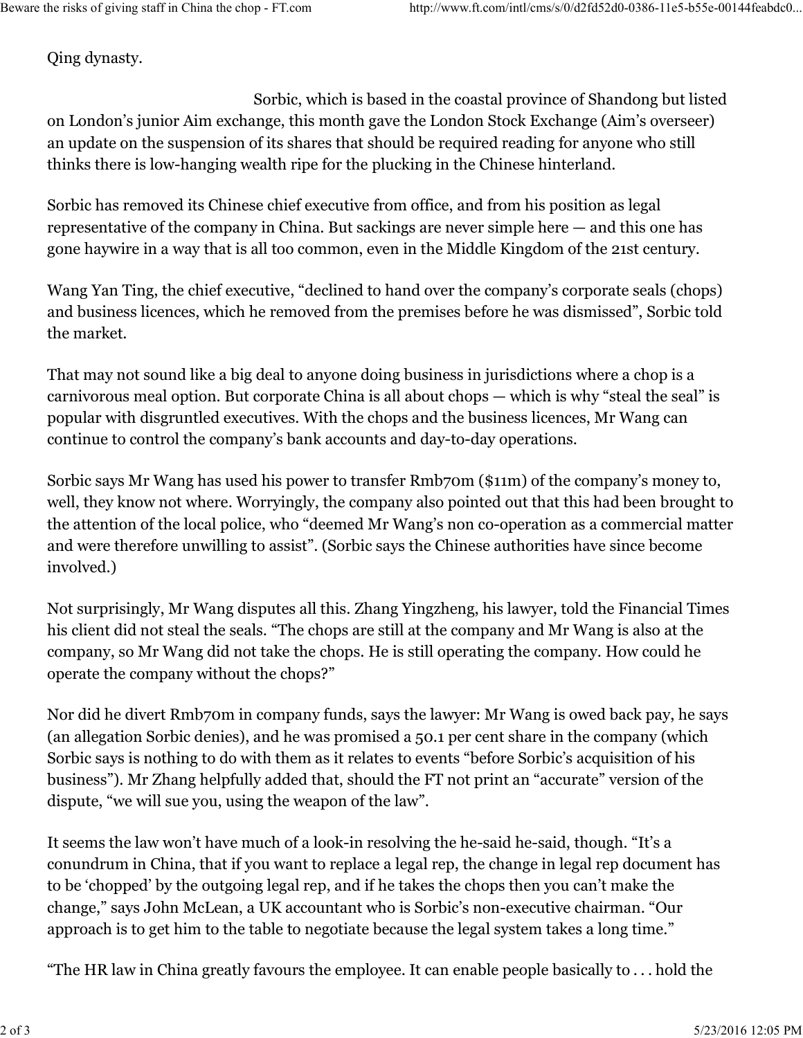Qing dynasty.

Sorbic, which is based in the coastal province of Shandong but listed on London's junior Aim exchange, this month gave the London Stock Exchange (Aim's overseer) an update on the suspension of its shares that should be required reading for anyone who still thinks there is low-hanging wealth ripe for the plucking in the Chinese hinterland.

Sorbic has removed its Chinese chief executive from office, and from his position as legal representative of the company in China. But sackings are never simple here — and this one has gone haywire in a way that is all too common, even in the Middle Kingdom of the 21st century.

Wang Yan Ting, the chief executive, "declined to hand over the company's corporate seals (chops) and business licences, which he removed from the premises before he was dismissed", Sorbic told the market.

That may not sound like a big deal to anyone doing business in jurisdictions where a chop is a carnivorous meal option. But corporate China is all about chops — which is why "steal the seal" is popular with disgruntled executives. With the chops and the business licences, Mr Wang can continue to control the company's bank accounts and day-to-day operations.

Sorbic says Mr Wang has used his power to transfer Rmb70m ($11m) of the company's money to, well, they know not where. Worryingly, the company also pointed out that this had been brought to the attention of the local police, who "deemed Mr Wang's non co-operation as a commercial matter and were therefore unwilling to assist". (Sorbic says the Chinese authorities have since become involved.)

Not surprisingly, Mr Wang disputes all this. Zhang Yingzheng, his lawyer, told the Financial Times his client did not steal the seals. "The chops are still at the company and Mr Wang is also at the company, so Mr Wang did not take the chops. He is still operating the company. How could he operate the company without the chops?"

Nor did he divert Rmb70m in company funds, says the lawyer: Mr Wang is owed back pay, he says (an allegation Sorbic denies), and he was promised a 50.1 per cent share in the company (which Sorbic says is nothing to do with them as it relates to events "before Sorbic's acquisition of his business"). Mr Zhang helpfully added that, should the FT not print an "accurate" version of the dispute, "we will sue you, using the weapon of the law".

It seems the law won't have much of a look-in resolving the he-said he-said, though. "It's a conundrum in China, that if you want to replace a legal rep, the change in legal rep document has to be 'chopped' by the outgoing legal rep, and if he takes the chops then you can't make the change," says John McLean, a UK accountant who is Sorbic's non-executive chairman. "Our approach is to get him to the table to negotiate because the legal system takes a long time."

"The HR law in China greatly favours the employee. It can enable people basically to . . . hold the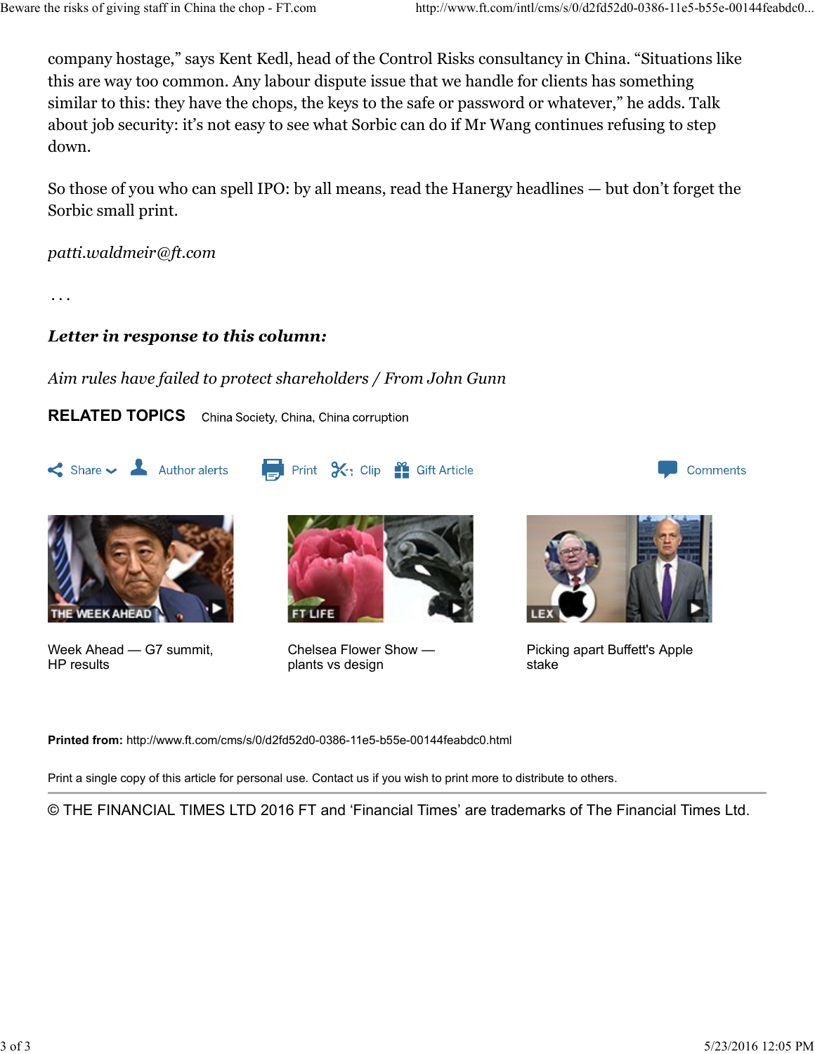company hostage," says Kent Kedl, head of the Control Risks consultancy in China. "Situations like this are way too common. Any labour dispute issue that we handle for clients has something similar to this: they have the chops, the keys to the safe or password or whatever," he adds. Talk about job security: it's not easy to see what Sorbic can do if Mr Wang continues refusing to step down.

So those of you who can spell IPO: by all means, read the Hanergy headlines — but don't forget the Sorbic small print.

*patti.waldmeir@ft.com*

. . .

***Letter in response to this column:***

*Aim rules have failed to protect shareholders / From John Gunn*

**RELATED TOPICS** China Society, China, China corruption

Share Author alerts Print Clip Gift Article Comments

THE WEEK AHEAD
Week Ahead — G7 summit, HP results

FT LIFE
Chelsea Flower Show — plants vs design

LEX
Picking apart Buffett's Apple stake

**Printed from:** http://www.ft.com/cms/s/0/d2fd52d0-0386-11e5-b55e-00144feabdc0.html

Print a single copy of this article for personal use. Contact us if you wish to print more to distribute to others.

© THE FINANCIAL TIMES LTD 2016 FT and 'Financial Times' are trademarks of The Financial Times Ltd.